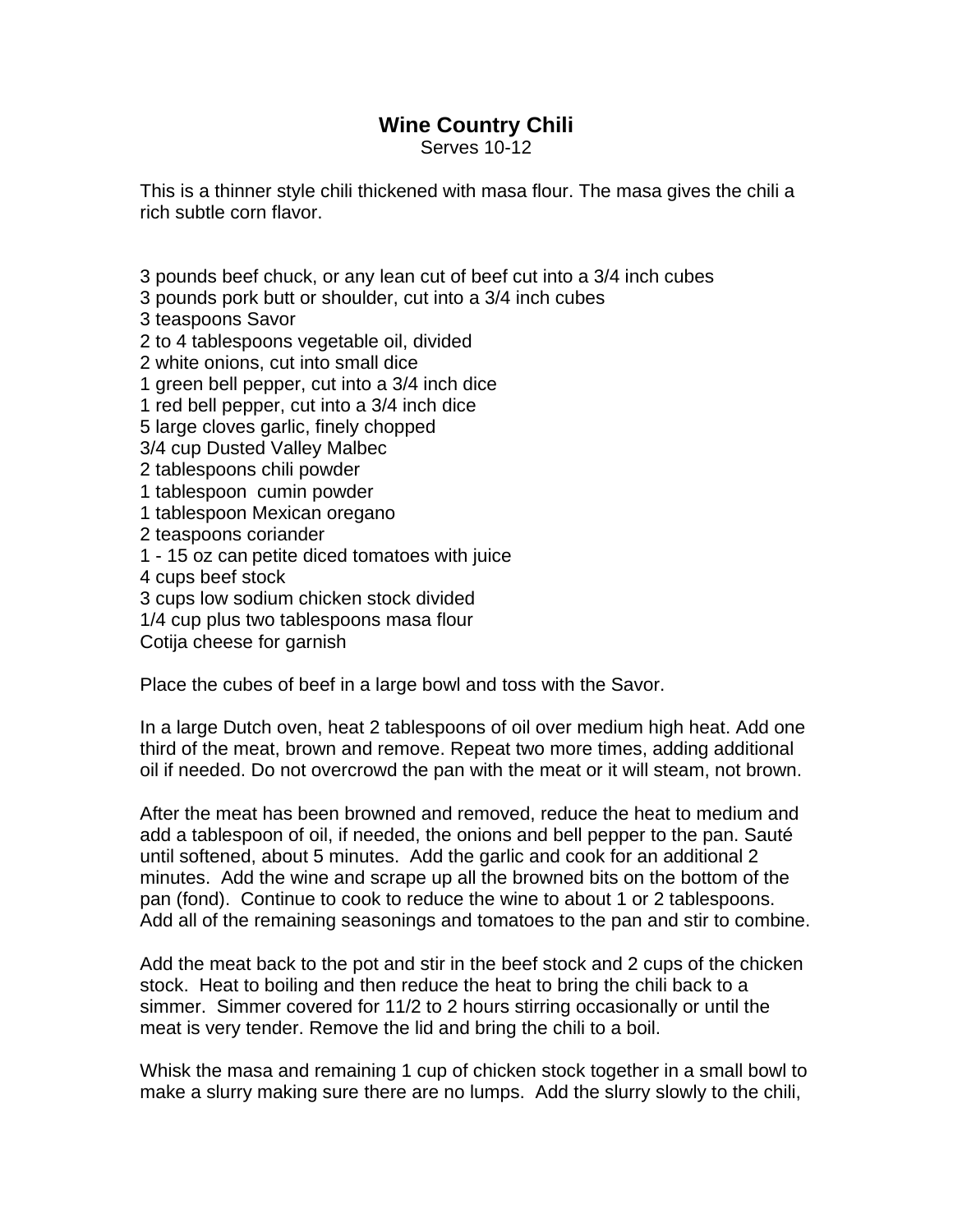# Wine Country Chili

Serves 10-12

This is a thinner style chili thickened with masa flour. The masa gives the chili a rich subtle corn flavor.

3 pounds beef chuck, or any lean cut of beef cut into a 3/4 inch cubes
3 pounds pork butt or shoulder, cut into a 3/4 inch cubes
3 teaspoons Savor
2 to 4 tablespoons vegetable oil, divided
2 white onions, cut into small dice
1 green bell pepper, cut into a 3/4 inch dice
1 red bell pepper, cut into a 3/4 inch dice
5 large cloves garlic, finely chopped
3/4 cup Dusted Valley Malbec
2 tablespoons chili powder
1 tablespoon cumin powder
1 tablespoon Mexican oregano
2 teaspoons coriander
1 - 15 oz can petite diced tomatoes with juice
4 cups beef stock
3 cups low sodium chicken stock divided
1/4 cup plus two tablespoons masa flour
Cotija cheese for garnish

Place the cubes of beef in a large bowl and toss with the Savor.

In a large Dutch oven, heat 2 tablespoons of oil over medium high heat. Add one third of the meat, brown and remove. Repeat two more times, adding additional oil if needed. Do not overcrowd the pan with the meat or it will steam, not brown.

After the meat has been browned and removed, reduce the heat to medium and add a tablespoon of oil, if needed, the onions and bell pepper to the pan. Sauté until softened, about 5 minutes. Add the garlic and cook for an additional 2 minutes. Add the wine and scrape up all the browned bits on the bottom of the pan (fond). Continue to cook to reduce the wine to about 1 or 2 tablespoons. Add all of the remaining seasonings and tomatoes to the pan and stir to combine.

Add the meat back to the pot and stir in the beef stock and 2 cups of the chicken stock. Heat to boiling and then reduce the heat to bring the chili back to a simmer. Simmer covered for 11/2 to 2 hours stirring occasionally or until the meat is very tender. Remove the lid and bring the chili to a boil.

Whisk the masa and remaining 1 cup of chicken stock together in a small bowl to make a slurry making sure there are no lumps. Add the slurry slowly to the chili,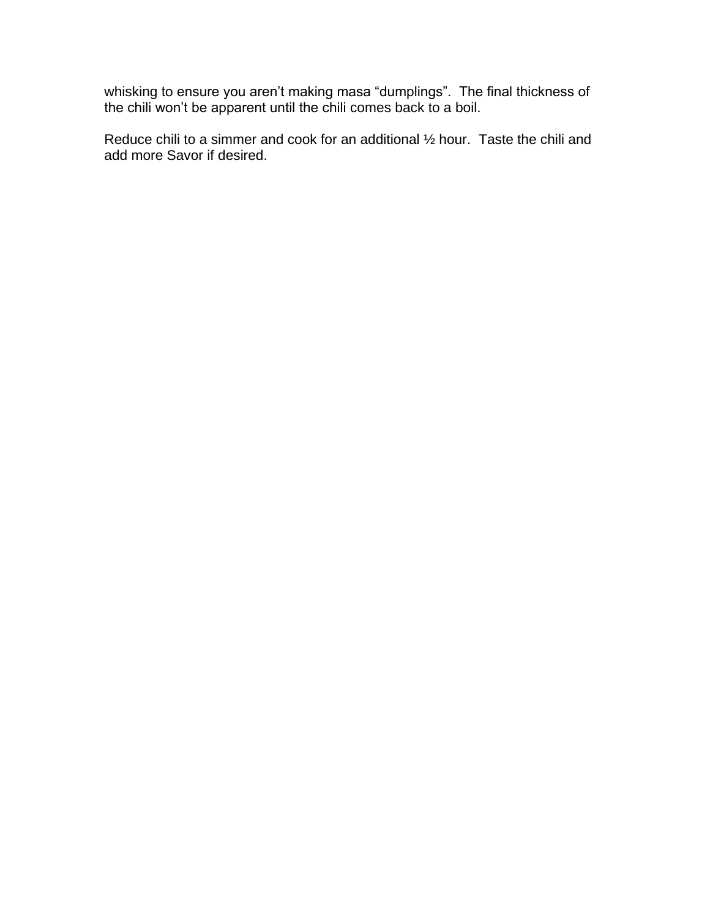whisking to ensure you aren't making masa "dumplings". The final thickness of the chili won't be apparent until the chili comes back to a boil.

Reduce chili to a simmer and cook for an additional ½ hour. Taste the chili and add more Savor if desired.